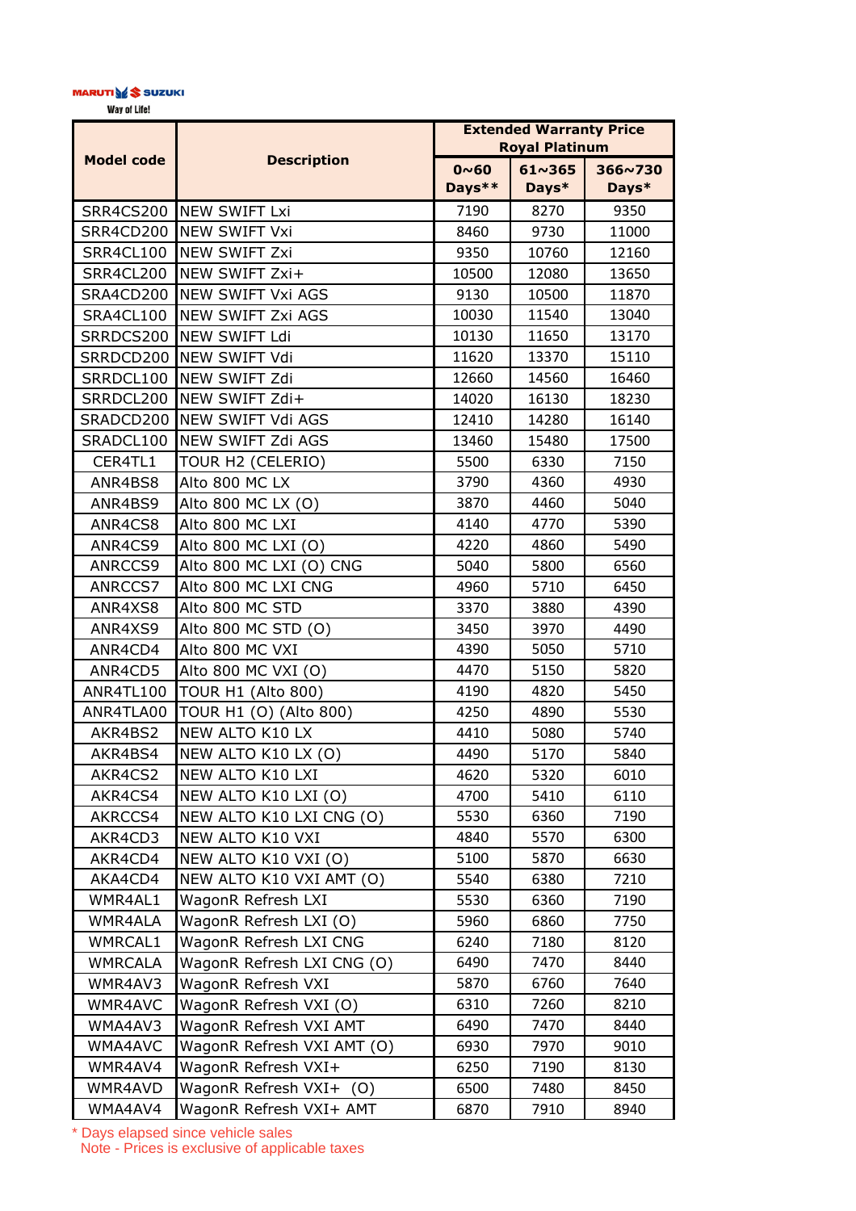MARUTI SUZUKI
Way of Life!

| Model code | Description | Extended Warranty Price Royal Platinum | | |
|---|---|---|---|---|
| | | 0~60 Days** | 61~365 Days* | 366~730 Days* |
| SRR4CS200 | NEW SWIFT Lxi | 7190 | 8270 | 9350 |
| SRR4CD200 | NEW SWIFT Vxi | 8460 | 9730 | 11000 |
| SRR4CL100 | NEW SWIFT Zxi | 9350 | 10760 | 12160 |
| SRR4CL200 | NEW SWIFT Zxi+ | 10500 | 12080 | 13650 |
| SRA4CD200 | NEW SWIFT Vxi AGS | 9130 | 10500 | 11870 |
| SRA4CL100 | NEW SWIFT Zxi AGS | 10030 | 11540 | 13040 |
| SRRDCS200 | NEW SWIFT Ldi | 10130 | 11650 | 13170 |
| SRRDCD200 | NEW SWIFT Vdi | 11620 | 13370 | 15110 |
| SRRDCL100 | NEW SWIFT Zdi | 12660 | 14560 | 16460 |
| SRRDCL200 | NEW SWIFT Zdi+ | 14020 | 16130 | 18230 |
| SRADCD200 | NEW SWIFT Vdi AGS | 12410 | 14280 | 16140 |
| SRADCL100 | NEW SWIFT Zdi AGS | 13460 | 15480 | 17500 |
| CER4TL1 | TOUR H2 (CELERIO) | 5500 | 6330 | 7150 |
| ANR4BS8 | Alto 800 MC LX | 3790 | 4360 | 4930 |
| ANR4BS9 | Alto 800 MC LX (O) | 3870 | 4460 | 5040 |
| ANR4CS8 | Alto 800 MC LXI | 4140 | 4770 | 5390 |
| ANR4CS9 | Alto 800 MC LXI (O) | 4220 | 4860 | 5490 |
| ANRCCS9 | Alto 800 MC LXI (O) CNG | 5040 | 5800 | 6560 |
| ANRCCS7 | Alto 800 MC LXI CNG | 4960 | 5710 | 6450 |
| ANR4XS8 | Alto 800 MC STD | 3370 | 3880 | 4390 |
| ANR4XS9 | Alto 800 MC STD (O) | 3450 | 3970 | 4490 |
| ANR4CD4 | Alto 800 MC VXI | 4390 | 5050 | 5710 |
| ANR4CD5 | Alto 800 MC VXI (O) | 4470 | 5150 | 5820 |
| ANR4TL100 | TOUR H1 (Alto 800) | 4190 | 4820 | 5450 |
| ANR4TLA00 | TOUR H1 (O) (Alto 800) | 4250 | 4890 | 5530 |
| AKR4BS2 | NEW ALTO K10 LX | 4410 | 5080 | 5740 |
| AKR4BS4 | NEW ALTO K10 LX (O) | 4490 | 5170 | 5840 |
| AKR4CS2 | NEW ALTO K10 LXI | 4620 | 5320 | 6010 |
| AKR4CS4 | NEW ALTO K10 LXI (O) | 4700 | 5410 | 6110 |
| AKRCCS4 | NEW ALTO K10 LXI CNG (O) | 5530 | 6360 | 7190 |
| AKR4CD3 | NEW ALTO K10 VXI | 4840 | 5570 | 6300 |
| AKR4CD4 | NEW ALTO K10 VXI (O) | 5100 | 5870 | 6630 |
| AKA4CD4 | NEW ALTO K10 VXI AMT (O) | 5540 | 6380 | 7210 |
| WMR4AL1 | WagonR Refresh LXI | 5530 | 6360 | 7190 |
| WMR4ALA | WagonR Refresh LXI (O) | 5960 | 6860 | 7750 |
| WMRCAL1 | WagonR Refresh LXI CNG | 6240 | 7180 | 8120 |
| WMRCALA | WagonR Refresh LXI CNG (O) | 6490 | 7470 | 8440 |
| WMR4AV3 | WagonR Refresh VXI | 5870 | 6760 | 7640 |
| WMR4AVC | WagonR Refresh VXI (O) | 6310 | 7260 | 8210 |
| WMA4AV3 | WagonR Refresh VXI AMT | 6490 | 7470 | 8440 |
| WMA4AVC | WagonR Refresh VXI AMT (O) | 6930 | 7970 | 9010 |
| WMR4AV4 | WagonR Refresh VXI+ | 6250 | 7190 | 8130 |
| WMR4AVD | WagonR Refresh VXI+ (O) | 6500 | 7480 | 8450 |
| WMA4AV4 | WagonR Refresh VXI+ AMT | 6870 | 7910 | 8940 |

* Days elapsed since vehicle sales
Note - Prices is exclusive of applicable taxes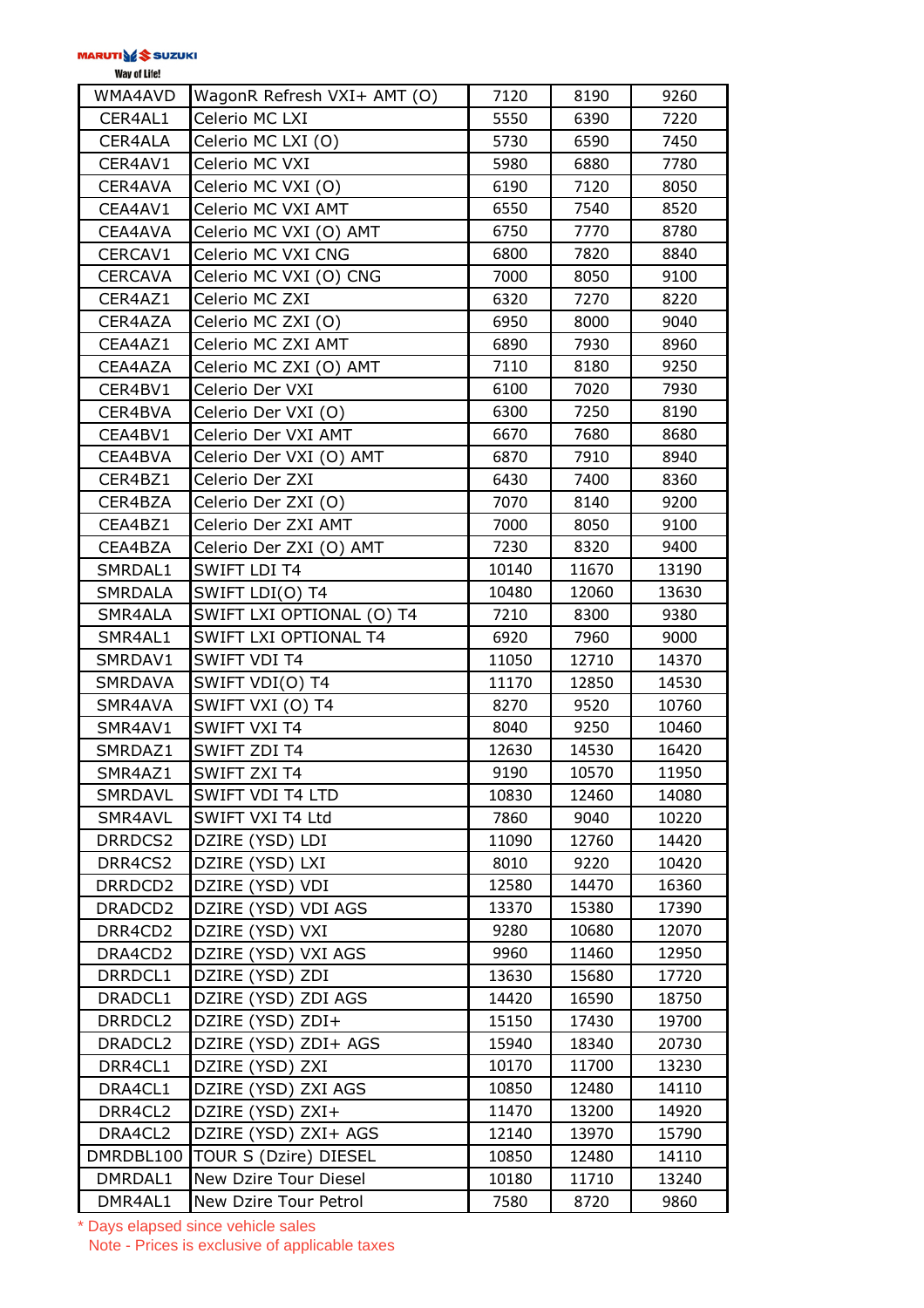MARUTI SUZUKI
Way of Life!

| | | | | |
|---|---|---|---|---|
| WMA4AVD | WagonR Refresh VXI+ AMT (O) | 7120 | 8190 | 9260 |
| CER4AL1 | Celerio MC LXI | 5550 | 6390 | 7220 |
| CER4ALA | Celerio MC LXI (O) | 5730 | 6590 | 7450 |
| CER4AV1 | Celerio MC VXI | 5980 | 6880 | 7780 |
| CER4AVA | Celerio MC VXI (O) | 6190 | 7120 | 8050 |
| CEA4AV1 | Celerio MC VXI AMT | 6550 | 7540 | 8520 |
| CEA4AVA | Celerio MC VXI (O) AMT | 6750 | 7770 | 8780 |
| CERCAV1 | Celerio MC VXI CNG | 6800 | 7820 | 8840 |
| CERCAVA | Celerio MC VXI (O) CNG | 7000 | 8050 | 9100 |
| CER4AZ1 | Celerio MC ZXI | 6320 | 7270 | 8220 |
| CER4AZA | Celerio MC ZXI (O) | 6950 | 8000 | 9040 |
| CEA4AZ1 | Celerio MC ZXI AMT | 6890 | 7930 | 8960 |
| CEA4AZA | Celerio MC ZXI (O) AMT | 7110 | 8180 | 9250 |
| CER4BV1 | Celerio Der VXI | 6100 | 7020 | 7930 |
| CER4BVA | Celerio Der VXI (O) | 6300 | 7250 | 8190 |
| CEA4BV1 | Celerio Der VXI AMT | 6670 | 7680 | 8680 |
| CEA4BVA | Celerio Der VXI (O) AMT | 6870 | 7910 | 8940 |
| CER4BZ1 | Celerio Der ZXI | 6430 | 7400 | 8360 |
| CER4BZA | Celerio Der ZXI (O) | 7070 | 8140 | 9200 |
| CEA4BZ1 | Celerio Der ZXI AMT | 7000 | 8050 | 9100 |
| CEA4BZA | Celerio Der ZXI (O) AMT | 7230 | 8320 | 9400 |
| SMRDAL1 | SWIFT LDI T4 | 10140 | 11670 | 13190 |
| SMRDALA | SWIFT LDI(O) T4 | 10480 | 12060 | 13630 |
| SMR4ALA | SWIFT LXI OPTIONAL (O) T4 | 7210 | 8300 | 9380 |
| SMR4AL1 | SWIFT LXI OPTIONAL T4 | 6920 | 7960 | 9000 |
| SMRDAV1 | SWIFT VDI T4 | 11050 | 12710 | 14370 |
| SMRDAVA | SWIFT VDI(O) T4 | 11170 | 12850 | 14530 |
| SMR4AVA | SWIFT VXI (O) T4 | 8270 | 9520 | 10760 |
| SMR4AV1 | SWIFT VXI T4 | 8040 | 9250 | 10460 |
| SMRDAZ1 | SWIFT ZDI T4 | 12630 | 14530 | 16420 |
| SMR4AZ1 | SWIFT ZXI T4 | 9190 | 10570 | 11950 |
| SMRDAVL | SWIFT VDI T4 LTD | 10830 | 12460 | 14080 |
| SMR4AVL | SWIFT VXI T4 Ltd | 7860 | 9040 | 10220 |
| DRRDCS2 | DZIRE (YSD) LDI | 11090 | 12760 | 14420 |
| DRR4CS2 | DZIRE (YSD) LXI | 8010 | 9220 | 10420 |
| DRRDCD2 | DZIRE (YSD) VDI | 12580 | 14470 | 16360 |
| DRADCD2 | DZIRE (YSD) VDI AGS | 13370 | 15380 | 17390 |
| DRR4CD2 | DZIRE (YSD) VXI | 9280 | 10680 | 12070 |
| DRA4CD2 | DZIRE (YSD) VXI AGS | 9960 | 11460 | 12950 |
| DRRDCL1 | DZIRE (YSD) ZDI | 13630 | 15680 | 17720 |
| DRADCL1 | DZIRE (YSD) ZDI AGS | 14420 | 16590 | 18750 |
| DRRDCL2 | DZIRE (YSD) ZDI+ | 15150 | 17430 | 19700 |
| DRADCL2 | DZIRE (YSD) ZDI+ AGS | 15940 | 18340 | 20730 |
| DRR4CL1 | DZIRE (YSD) ZXI | 10170 | 11700 | 13230 |
| DRA4CL1 | DZIRE (YSD) ZXI AGS | 10850 | 12480 | 14110 |
| DRR4CL2 | DZIRE (YSD) ZXI+ | 11470 | 13200 | 14920 |
| DRA4CL2 | DZIRE (YSD) ZXI+ AGS | 12140 | 13970 | 15790 |
| DMRDBL100 | TOUR S (Dzire) DIESEL | 10850 | 12480 | 14110 |
| DMRDAL1 | New Dzire Tour Diesel | 10180 | 11710 | 13240 |
| DMR4AL1 | New Dzire Tour Petrol | 7580 | 8720 | 9860 |

* Days elapsed since vehicle sales
Note - Prices is exclusive of applicable taxes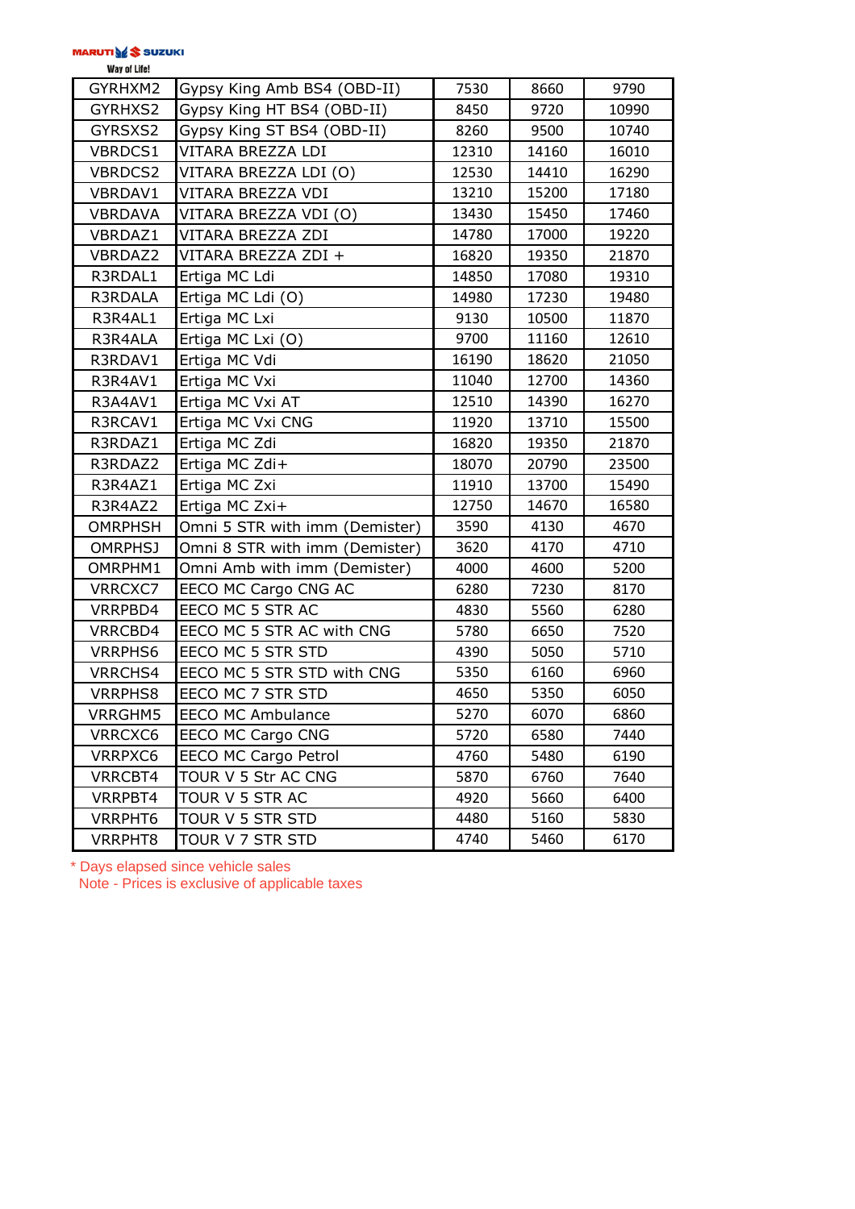MARUTI SUZUKI
Way of Life!

| | | | | |
|---|---|---|---|---|
| GYRHXM2 | Gypsy King Amb BS4 (OBD-II) | 7530 | 8660 | 9790 |
| GYRHXS2 | Gypsy King HT BS4 (OBD-II) | 8450 | 9720 | 10990 |
| GYRSXS2 | Gypsy King ST BS4 (OBD-II) | 8260 | 9500 | 10740 |
| VBRDCS1 | VITARA BREZZA LDI | 12310 | 14160 | 16010 |
| VBRDCS2 | VITARA BREZZA LDI (O) | 12530 | 14410 | 16290 |
| VBRDAV1 | VITARA BREZZA VDI | 13210 | 15200 | 17180 |
| VBRDAVA | VITARA BREZZA VDI (O) | 13430 | 15450 | 17460 |
| VBRDAZ1 | VITARA BREZZA ZDI | 14780 | 17000 | 19220 |
| VBRDAZ2 | VITARA BREZZA ZDI + | 16820 | 19350 | 21870 |
| R3RDAL1 | Ertiga MC Ldi | 14850 | 17080 | 19310 |
| R3RDALA | Ertiga MC Ldi (O) | 14980 | 17230 | 19480 |
| R3R4AL1 | Ertiga MC Lxi | 9130 | 10500 | 11870 |
| R3R4ALA | Ertiga MC Lxi (O) | 9700 | 11160 | 12610 |
| R3RDAV1 | Ertiga MC Vdi | 16190 | 18620 | 21050 |
| R3R4AV1 | Ertiga MC Vxi | 11040 | 12700 | 14360 |
| R3A4AV1 | Ertiga MC Vxi AT | 12510 | 14390 | 16270 |
| R3RCAV1 | Ertiga MC Vxi CNG | 11920 | 13710 | 15500 |
| R3RDAZ1 | Ertiga MC Zdi | 16820 | 19350 | 21870 |
| R3RDAZ2 | Ertiga MC Zdi+ | 18070 | 20790 | 23500 |
| R3R4AZ1 | Ertiga MC Zxi | 11910 | 13700 | 15490 |
| R3R4AZ2 | Ertiga MC Zxi+ | 12750 | 14670 | 16580 |
| OMRPHSH | Omni 5 STR with imm (Demister) | 3590 | 4130 | 4670 |
| OMRPHSJ | Omni 8 STR with imm (Demister) | 3620 | 4170 | 4710 |
| OMRPHM1 | Omni Amb with imm (Demister) | 4000 | 4600 | 5200 |
| VRRCXC7 | EECO MC Cargo CNG AC | 6280 | 7230 | 8170 |
| VRRPBD4 | EECO MC 5 STR AC | 4830 | 5560 | 6280 |
| VRRCBD4 | EECO MC 5 STR AC with CNG | 5780 | 6650 | 7520 |
| VRRPHS6 | EECO MC 5 STR STD | 4390 | 5050 | 5710 |
| VRRCHS4 | EECO MC 5 STR STD with CNG | 5350 | 6160 | 6960 |
| VRRPHS8 | EECO MC 7 STR STD | 4650 | 5350 | 6050 |
| VRRGHM5 | EECO MC Ambulance | 5270 | 6070 | 6860 |
| VRRCXC6 | EECO MC Cargo CNG | 5720 | 6580 | 7440 |
| VRRPXC6 | EECO MC Cargo Petrol | 4760 | 5480 | 6190 |
| VRRCBT4 | TOUR V 5 Str AC CNG | 5870 | 6760 | 7640 |
| VRRPBT4 | TOUR V 5 STR AC | 4920 | 5660 | 6400 |
| VRRPHT6 | TOUR V 5 STR STD | 4480 | 5160 | 5830 |
| VRRPHT8 | TOUR V 7 STR STD | 4740 | 5460 | 6170 |

* Days elapsed since vehicle sales

Note - Prices is exclusive of applicable taxes